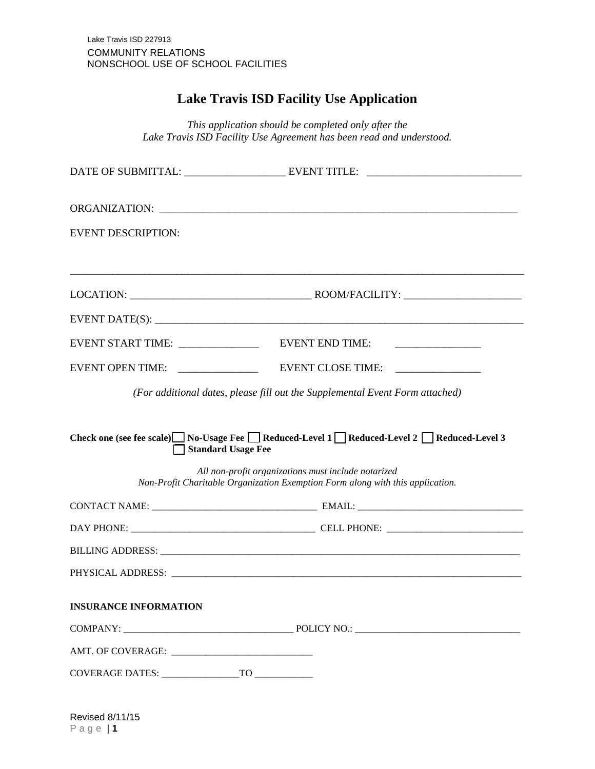Lake Travis ISD 227913
COMMUNITY RELATIONS
NONSCHOOL USE OF SCHOOL FACILITIES

# Lake Travis ISD Facility Use Application

*This application should be completed only after the*
*Lake Travis ISD Facility Use Agreement has been read and understood.*

DATE OF SUBMITTAL: ___________________ EVENT TITLE: _____________________________

ORGANIZATION: _____________________________________________________________________

EVENT DESCRIPTION:

_________________________________________________________________________________________

LOCATION: __________________________________ ROOM/FACILITY: ______________________

EVENT DATE(S): _____________________________________________________________________

EVENT START TIME: _______________ EVENT END TIME: ________________

EVENT OPEN TIME: _______________ EVENT CLOSE TIME: ________________

*(For additional dates, please fill out the Supplemental Event Form attached)*

**Check one (see fee scale)** ☐ **No-Usage Fee** ☐ **Reduced-Level 1** ☐ **Reduced-Level 2** ☐ **Reduced-Level 3** ☐ **Standard Usage Fee**

*All non-profit organizations must include notarized*
*Non-Profit Charitable Organization Exemption Form along with this application.*

CONTACT NAME: _________________________________ EMAIL: _________________________________

DAY PHONE: _____________________________________ CELL PHONE: ___________________________

BILLING ADDRESS: ____________________________________________________________________________

PHYSICAL ADDRESS: ___________________________________________________________________________

**INSURANCE INFORMATION**

COMPANY: __________________________________ POLICY NO.: _________________________________

AMT. OF COVERAGE: _____________________________

COVERAGE DATES: ________________TO ____________

Revised 8/11/15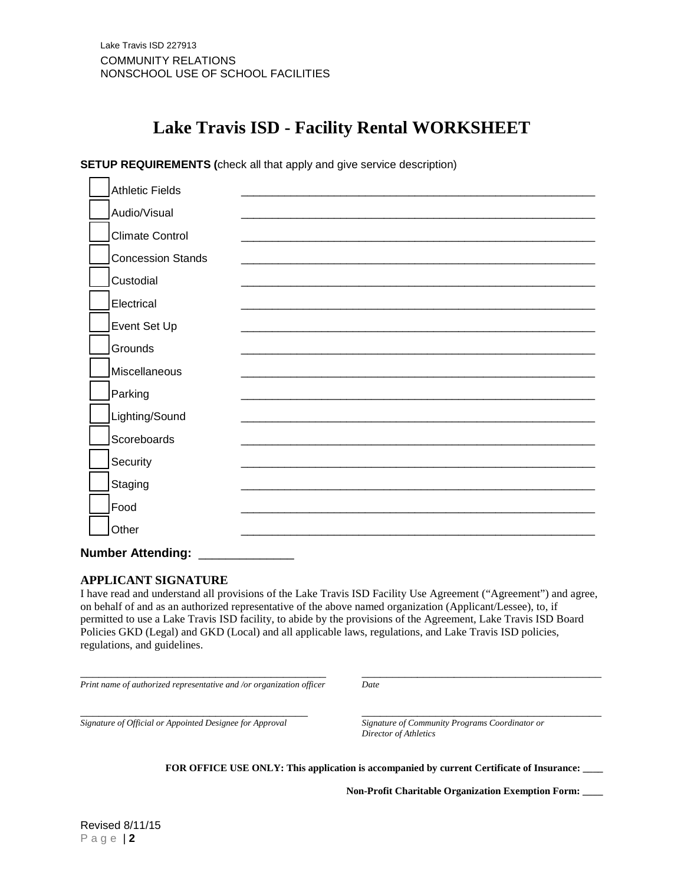Lake Travis ISD 227913
COMMUNITY RELATIONS
NONSCHOOL USE OF SCHOOL FACILITIES

# Lake Travis ISD - Facility Rental WORKSHEET

**SETUP REQUIREMENTS (**check all that apply and give service description)

- [ ] Athletic Fields ___________________________________________________________
- [ ] Audio/Visual ___________________________________________________________
- [ ] Climate Control ___________________________________________________________
- [ ] Concession Stands ___________________________________________________________
- [ ] Custodial ___________________________________________________________
- [ ] Electrical ___________________________________________________________
- [ ] Event Set Up ___________________________________________________________
- [ ] Grounds ___________________________________________________________
- [ ] Miscellaneous ___________________________________________________________
- [ ] Parking ___________________________________________________________
- [ ] Lighting/Sound ___________________________________________________________
- [ ] Scoreboards ___________________________________________________________
- [ ] Security ___________________________________________________________
- [ ] Staging ___________________________________________________________
- [ ] Food ___________________________________________________________
- [ ] Other ___________________________________________________________

**Number Attending:** ______________

### APPLICANT SIGNATURE

I have read and understand all provisions of the Lake Travis ISD Facility Use Agreement ("Agreement") and agree, on behalf of and as an authorized representative of the above named organization (Applicant/Lessee), to, if permitted to use a Lake Travis ISD facility, to abide by the provisions of the Agreement, Lake Travis ISD Board Policies GKD (Legal) and GKD (Local) and all applicable laws, regulations, and Lake Travis ISD policies, regulations, and guidelines.

______________________________________________
*Print name of authorized representative and /or organization officer*

______________________________________________
*Date*

______________________________________________
*Signature of Official or Appointed Designee for Approval*

______________________________________________
*Signature of Community Programs Coordinator or Director of Athletics*

**FOR OFFICE USE ONLY: This application is accompanied by current Certificate of Insurance: ____**

**Non-Profit Charitable Organization Exemption Form: ____**

Revised 8/11/15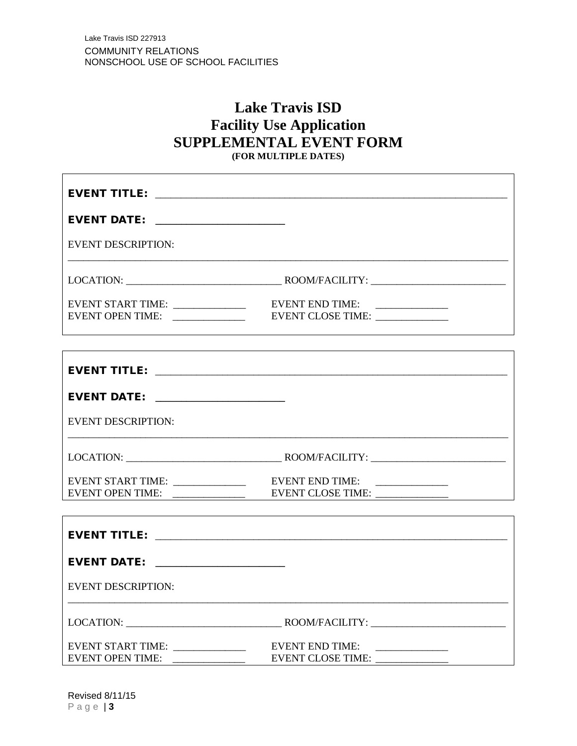# Lake Travis ISD
# Facility Use Application
# SUPPLEMENTAL EVENT FORM
**(FOR MULTIPLE DATES)**

**EVENT TITLE:** ____________________________________________________________

**EVENT DATE:** ______________________

EVENT DESCRIPTION:
______________________________________________________________________________

LOCATION: ____________________________ ROOM/FACILITY: _________________________

EVENT START TIME: _____________ EVENT END TIME: _____________
EVENT OPEN TIME: _____________ EVENT CLOSE TIME: _____________

---

**EVENT TITLE:** ____________________________________________________________

**EVENT DATE:** ______________________

EVENT DESCRIPTION:
______________________________________________________________________________

LOCATION: ____________________________ ROOM/FACILITY: _________________________

EVENT START TIME: _____________ EVENT END TIME: _____________
EVENT OPEN TIME: _____________ EVENT CLOSE TIME: _____________

---

**EVENT TITLE:** ____________________________________________________________

**EVENT DATE:** ______________________

EVENT DESCRIPTION:
______________________________________________________________________________

LOCATION: ____________________________ ROOM/FACILITY: _________________________

EVENT START TIME: _____________ EVENT END TIME: _____________
EVENT OPEN TIME: _____________ EVENT CLOSE TIME: _____________

Revised 8/11/15